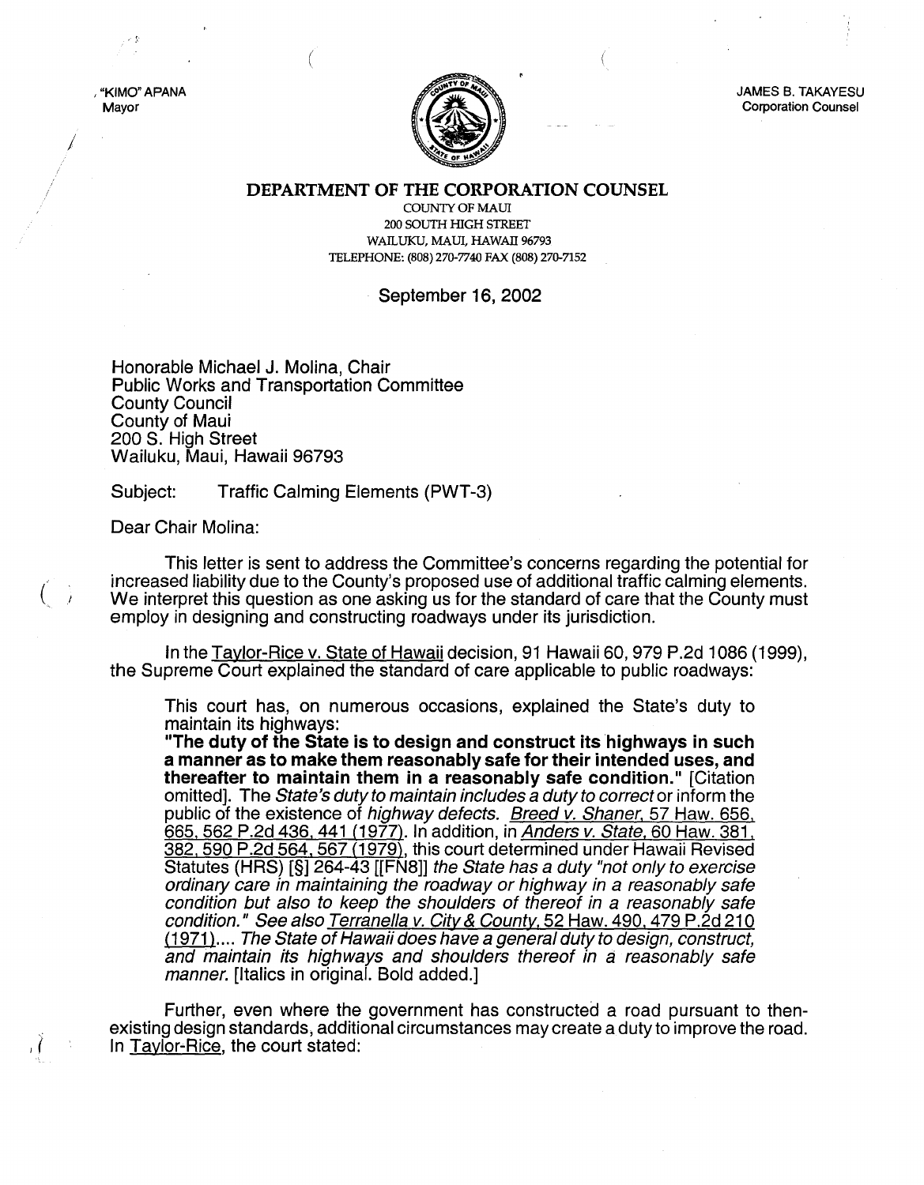"KIMO" APANA
Mayor

JAMES B. TAKAYESU
Corporation Counsel

# DEPARTMENT OF THE CORPORATION COUNSEL

COUNTY OF MAUI
200 SOUTH HIGH STREET
WAILUKU, MAUI, HAWAII 96793
TELEPHONE: (808) 270-7740 FAX (808) 270-7152

September 16, 2002

Honorable Michael J. Molina, Chair
Public Works and Transportation Committee
County Council
County of Maui
200 S. High Street
Wailuku, Maui, Hawaii 96793

Subject: Traffic Calming Elements (PWT-3)

Dear Chair Molina:

This letter is sent to address the Committee's concerns regarding the potential for increased liability due to the County's proposed use of additional traffic calming elements. We interpret this question as one asking us for the standard of care that the County must employ in designing and constructing roadways under its jurisdiction.

In the Taylor-Rice v. State of Hawaii decision, 91 Hawaii 60, 979 P.2d 1086 (1999), the Supreme Court explained the standard of care applicable to public roadways:

> This court has, on numerous occasions, explained the State's duty to maintain its highways:
> **"The duty of the State is to design and construct its highways in such a manner as to make them reasonably safe for their intended uses, and thereafter to maintain them in a reasonably safe condition."** [Citation omitted]. The *State's duty to maintain includes a duty to correct* or inform the public of the existence of *highway defects*. *Breed v. Shaner*, 57 Haw. 656, 665, 562 P.2d 436, 441 (1977). In addition, in *Anders v. State*, 60 Haw. 381, 382, 590 P.2d 564, 567 (1979), this court determined under Hawaii Revised Statutes (HRS) [§] 264-43 [[FN8]] *the State has a duty "not only to exercise ordinary care in maintaining the roadway or highway in a reasonably safe condition but also to keep the shoulders of thereof in a reasonably safe condition." See also* Terranella v. City & County, 52 Haw. 490, 479 P.2d 210 (1971).... *The State of Hawaii does have a general duty to design, construct, and maintain its highways and shoulders thereof in a reasonably safe manner.* [Italics in original. Bold added.]

Further, even where the government has constructed a road pursuant to then-existing design standards, additional circumstances may create a duty to improve the road. In Taylor-Rice, the court stated: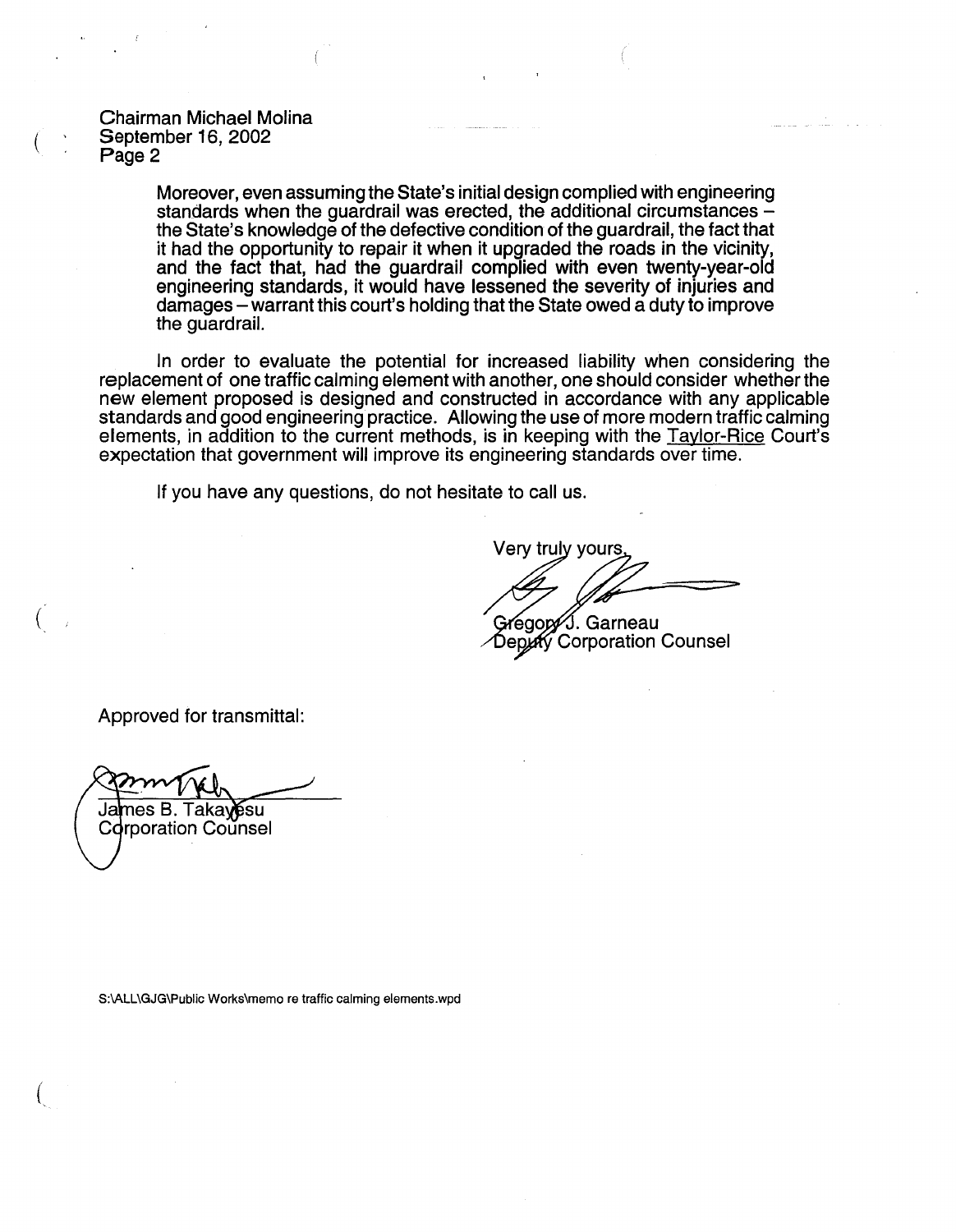Chairman Michael Molina
September 16, 2002
Page 2

> Moreover, even assuming the State's initial design complied with engineering standards when the guardrail was erected, the additional circumstances – the State's knowledge of the defective condition of the guardrail, the fact that it had the opportunity to repair it when it upgraded the roads in the vicinity, and the fact that, had the guardrail complied with even twenty-year-old engineering standards, it would have lessened the severity of injuries and damages – warrant this court's holding that the State owed a duty to improve the guardrail.

In order to evaluate the potential for increased liability when considering the replacement of one traffic calming element with another, one should consider whether the new element proposed is designed and constructed in accordance with any applicable standards and good engineering practice. Allowing the use of more modern traffic calming elements, in addition to the current methods, is in keeping with the Taylor-Rice Court's expectation that government will improve its engineering standards over time.

If you have any questions, do not hesitate to call us.

Very truly yours,

Gregory J. Garneau
Deputy Corporation Counsel

Approved for transmittal:

James B. Takayesu
Corporation Counsel

S:\ALL\GJG\Public Works\memo re traffic calming elements.wpd